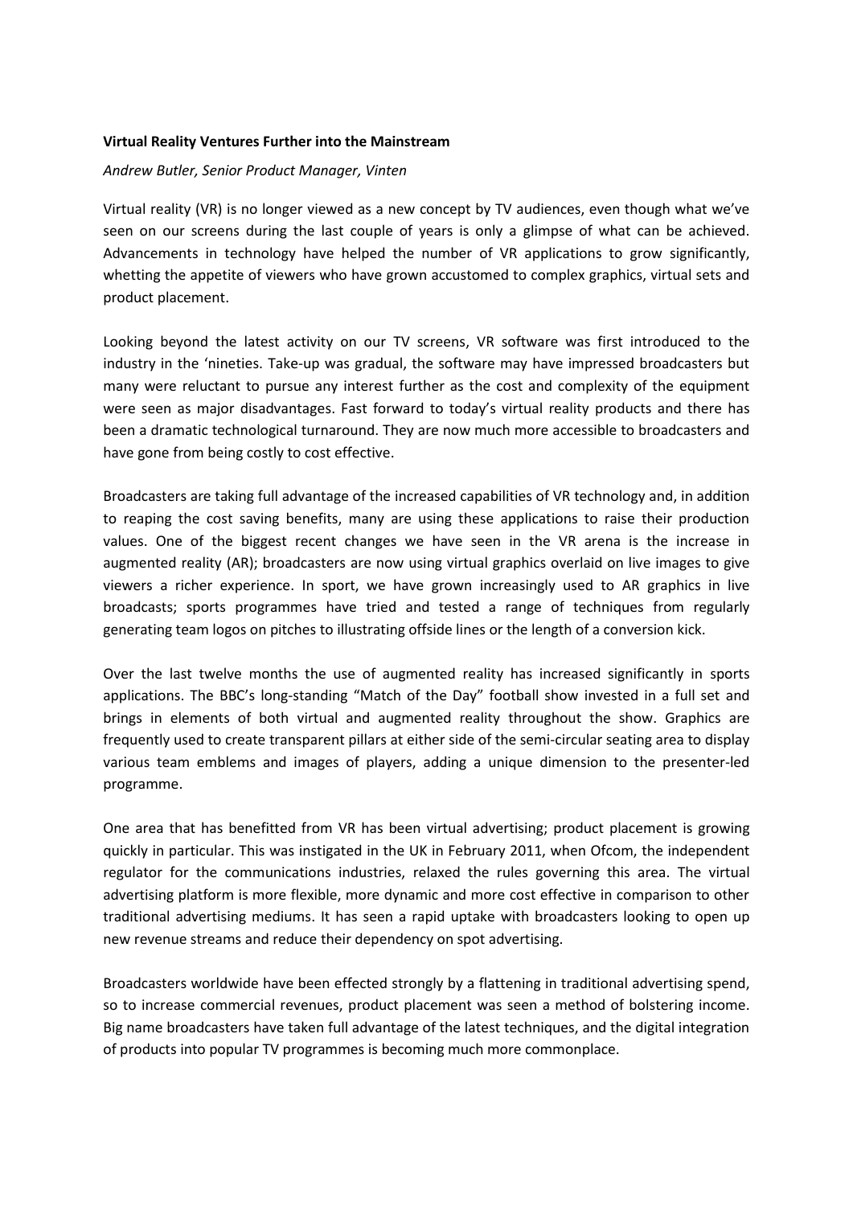**Virtual Reality Ventures Further into the Mainstream**

*Andrew Butler, Senior Product Manager, Vinten*

Virtual reality (VR) is no longer viewed as a new concept by TV audiences, even though what we've seen on our screens during the last couple of years is only a glimpse of what can be achieved. Advancements in technology have helped the number of VR applications to grow significantly, whetting the appetite of viewers who have grown accustomed to complex graphics, virtual sets and product placement.

Looking beyond the latest activity on our TV screens, VR software was first introduced to the industry in the 'nineties. Take-up was gradual, the software may have impressed broadcasters but many were reluctant to pursue any interest further as the cost and complexity of the equipment were seen as major disadvantages. Fast forward to today's virtual reality products and there has been a dramatic technological turnaround. They are now much more accessible to broadcasters and have gone from being costly to cost effective.

Broadcasters are taking full advantage of the increased capabilities of VR technology and, in addition to reaping the cost saving benefits, many are using these applications to raise their production values. One of the biggest recent changes we have seen in the VR arena is the increase in augmented reality (AR); broadcasters are now using virtual graphics overlaid on live images to give viewers a richer experience. In sport, we have grown increasingly used to AR graphics in live broadcasts; sports programmes have tried and tested a range of techniques from regularly generating team logos on pitches to illustrating offside lines or the length of a conversion kick.

Over the last twelve months the use of augmented reality has increased significantly in sports applications. The BBC's long-standing "Match of the Day" football show invested in a full set and brings in elements of both virtual and augmented reality throughout the show. Graphics are frequently used to create transparent pillars at either side of the semi-circular seating area to display various team emblems and images of players, adding a unique dimension to the presenter-led programme.

One area that has benefitted from VR has been virtual advertising; product placement is growing quickly in particular. This was instigated in the UK in February 2011, when Ofcom, the independent regulator for the communications industries, relaxed the rules governing this area. The virtual advertising platform is more flexible, more dynamic and more cost effective in comparison to other traditional advertising mediums. It has seen a rapid uptake with broadcasters looking to open up new revenue streams and reduce their dependency on spot advertising.

Broadcasters worldwide have been effected strongly by a flattening in traditional advertising spend, so to increase commercial revenues, product placement was seen a method of bolstering income. Big name broadcasters have taken full advantage of the latest techniques, and the digital integration of products into popular TV programmes is becoming much more commonplace.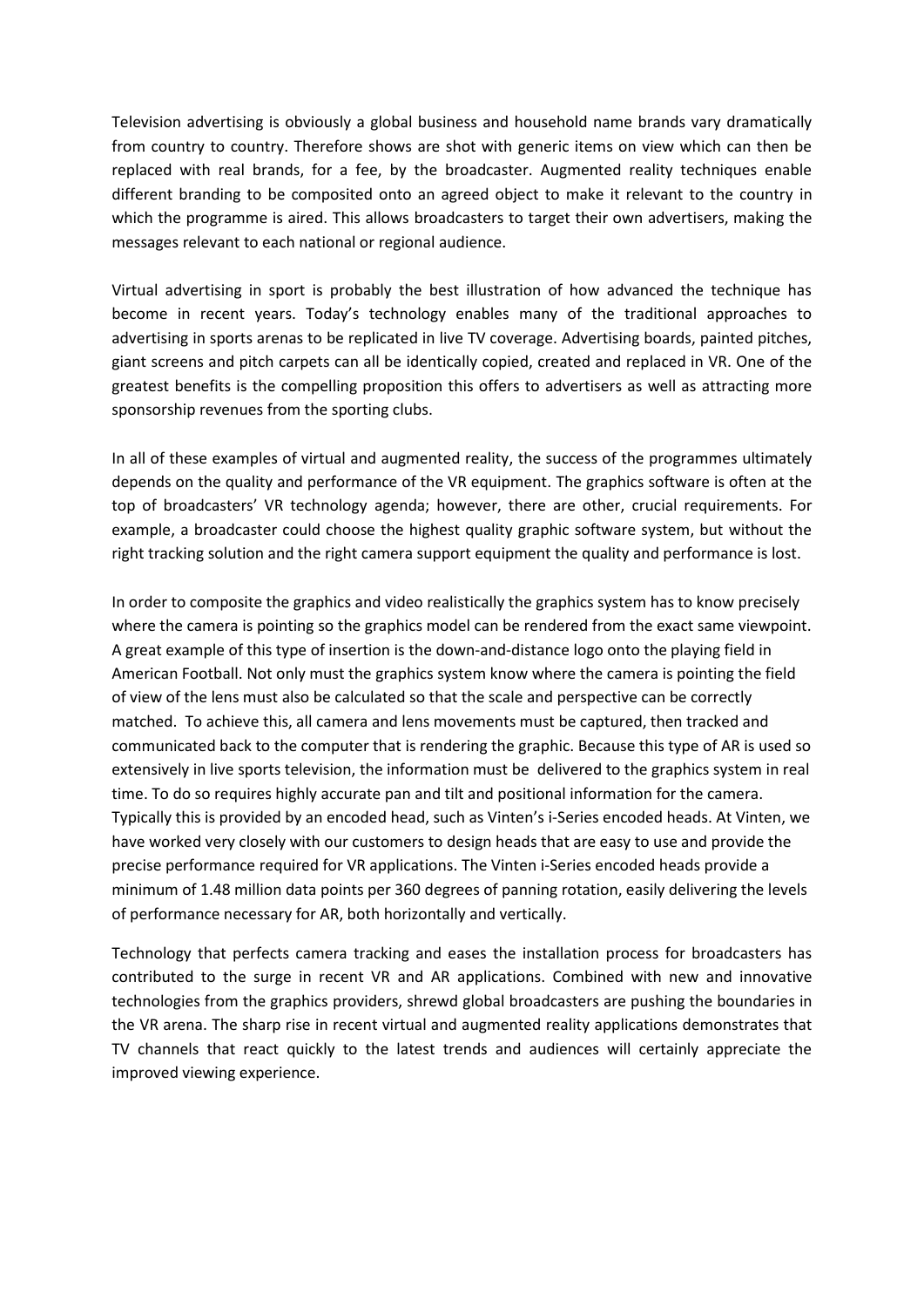Television advertising is obviously a global business and household name brands vary dramatically from country to country. Therefore shows are shot with generic items on view which can then be replaced with real brands, for a fee, by the broadcaster. Augmented reality techniques enable different branding to be composited onto an agreed object to make it relevant to the country in which the programme is aired. This allows broadcasters to target their own advertisers, making the messages relevant to each national or regional audience.

Virtual advertising in sport is probably the best illustration of how advanced the technique has become in recent years. Today's technology enables many of the traditional approaches to advertising in sports arenas to be replicated in live TV coverage. Advertising boards, painted pitches, giant screens and pitch carpets can all be identically copied, created and replaced in VR. One of the greatest benefits is the compelling proposition this offers to advertisers as well as attracting more sponsorship revenues from the sporting clubs.

In all of these examples of virtual and augmented reality, the success of the programmes ultimately depends on the quality and performance of the VR equipment. The graphics software is often at the top of broadcasters' VR technology agenda; however, there are other, crucial requirements. For example, a broadcaster could choose the highest quality graphic software system, but without the right tracking solution and the right camera support equipment the quality and performance is lost.

In order to composite the graphics and video realistically the graphics system has to know precisely where the camera is pointing so the graphics model can be rendered from the exact same viewpoint. A great example of this type of insertion is the down-and-distance logo onto the playing field in American Football. Not only must the graphics system know where the camera is pointing the field of view of the lens must also be calculated so that the scale and perspective can be correctly matched. To achieve this, all camera and lens movements must be captured, then tracked and communicated back to the computer that is rendering the graphic. Because this type of AR is used so extensively in live sports television, the information must be delivered to the graphics system in real time. To do so requires highly accurate pan and tilt and positional information for the camera. Typically this is provided by an encoded head, such as Vinten's i-Series encoded heads. At Vinten, we have worked very closely with our customers to design heads that are easy to use and provide the precise performance required for VR applications. The Vinten i-Series encoded heads provide a minimum of 1.48 million data points per 360 degrees of panning rotation, easily delivering the levels of performance necessary for AR, both horizontally and vertically.

Technology that perfects camera tracking and eases the installation process for broadcasters has contributed to the surge in recent VR and AR applications. Combined with new and innovative technologies from the graphics providers, shrewd global broadcasters are pushing the boundaries in the VR arena. The sharp rise in recent virtual and augmented reality applications demonstrates that TV channels that react quickly to the latest trends and audiences will certainly appreciate the improved viewing experience.